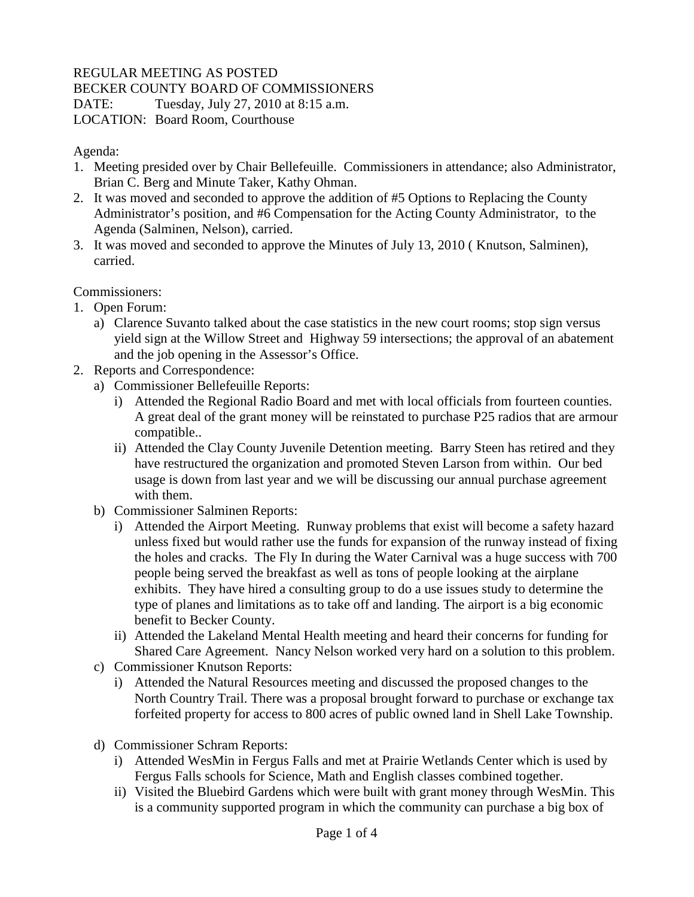REGULAR MEETING AS POSTED
BECKER COUNTY BOARD OF COMMISSIONERS
DATE: Tuesday, July 27, 2010 at 8:15 a.m.
LOCATION: Board Room, Courthouse

Agenda:

1. Meeting presided over by Chair Bellefeuille. Commissioners in attendance; also Administrator, Brian C. Berg and Minute Taker, Kathy Ohman.
2. It was moved and seconded to approve the addition of #5 Options to Replacing the County Administrator's position, and #6 Compensation for the Acting County Administrator, to the Agenda (Salminen, Nelson), carried.
3. It was moved and seconded to approve the Minutes of July 13, 2010 ( Knutson, Salminen), carried.

Commissioners:

1. Open Forum:
   a) Clarence Suvanto talked about the case statistics in the new court rooms; stop sign versus yield sign at the Willow Street and Highway 59 intersections; the approval of an abatement and the job opening in the Assessor's Office.
2. Reports and Correspondence:
   a) Commissioner Bellefeuille Reports:
      i) Attended the Regional Radio Board and met with local officials from fourteen counties. A great deal of the grant money will be reinstated to purchase P25 radios that are armour compatible..
      ii) Attended the Clay County Juvenile Detention meeting. Barry Steen has retired and they have restructured the organization and promoted Steven Larson from within. Our bed usage is down from last year and we will be discussing our annual purchase agreement with them.
   b) Commissioner Salminen Reports:
      i) Attended the Airport Meeting. Runway problems that exist will become a safety hazard unless fixed but would rather use the funds for expansion of the runway instead of fixing the holes and cracks. The Fly In during the Water Carnival was a huge success with 700 people being served the breakfast as well as tons of people looking at the airplane exhibits. They have hired a consulting group to do a use issues study to determine the type of planes and limitations as to take off and landing. The airport is a big economic benefit to Becker County.
      ii) Attended the Lakeland Mental Health meeting and heard their concerns for funding for Shared Care Agreement. Nancy Nelson worked very hard on a solution to this problem.
   c) Commissioner Knutson Reports:
      i) Attended the Natural Resources meeting and discussed the proposed changes to the North Country Trail. There was a proposal brought forward to purchase or exchange tax forfeited property for access to 800 acres of public owned land in Shell Lake Township.
   d) Commissioner Schram Reports:
      i) Attended WesMin in Fergus Falls and met at Prairie Wetlands Center which is used by Fergus Falls schools for Science, Math and English classes combined together.
      ii) Visited the Bluebird Gardens which were built with grant money through WesMin. This is a community supported program in which the community can purchase a big box of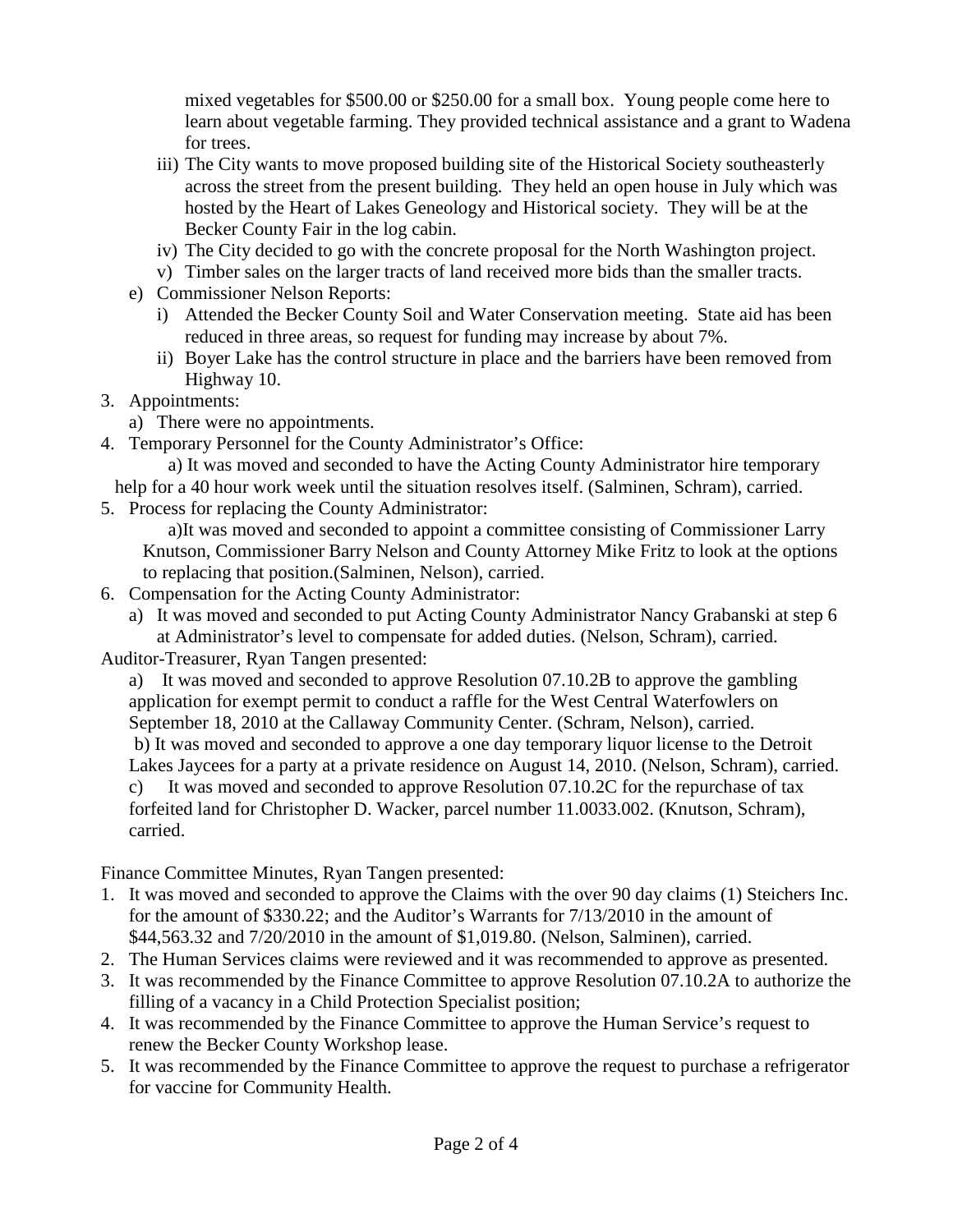mixed vegetables for \$500.00 or \$250.00 for a small box. Young people come here to learn about vegetable farming. They provided technical assistance and a grant to Wadena for trees.

   iii) The City wants to move proposed building site of the Historical Society southeasterly across the street from the present building. They held an open house in July which was hosted by the Heart of Lakes Geneology and Historical society. They will be at the Becker County Fair in the log cabin.

   iv) The City decided to go with the concrete proposal for the North Washington project.

   v) Timber sales on the larger tracts of land received more bids than the smaller tracts.

e) Commissioner Nelson Reports:

   i) Attended the Becker County Soil and Water Conservation meeting. State aid has been reduced in three areas, so request for funding may increase by about 7%.

   ii) Boyer Lake has the control structure in place and the barriers have been removed from Highway 10.

3. Appointments:
   a) There were no appointments.
4. Temporary Personnel for the County Administrator's Office:
   a) It was moved and seconded to have the Acting County Administrator hire temporary help for a 40 hour work week until the situation resolves itself. (Salminen, Schram), carried.
5. Process for replacing the County Administrator:
   a)It was moved and seconded to appoint a committee consisting of Commissioner Larry Knutson, Commissioner Barry Nelson and County Attorney Mike Fritz to look at the options to replacing that position.(Salminen, Nelson), carried.
6. Compensation for the Acting County Administrator:
   a) It was moved and seconded to put Acting County Administrator Nancy Grabanski at step 6 at Administrator's level to compensate for added duties. (Nelson, Schram), carried.

Auditor-Treasurer, Ryan Tangen presented:

a) It was moved and seconded to approve Resolution 07.10.2B to approve the gambling application for exempt permit to conduct a raffle for the West Central Waterfowlers on September 18, 2010 at the Callaway Community Center. (Schram, Nelson), carried.

b) It was moved and seconded to approve a one day temporary liquor license to the Detroit Lakes Jaycees for a party at a private residence on August 14, 2010. (Nelson, Schram), carried.

c) It was moved and seconded to approve Resolution 07.10.2C for the repurchase of tax forfeited land for Christopher D. Wacker, parcel number 11.0033.002. (Knutson, Schram), carried.

Finance Committee Minutes, Ryan Tangen presented:

1. It was moved and seconded to approve the Claims with the over 90 day claims (1) Steichers Inc. for the amount of \$330.22; and the Auditor's Warrants for 7/13/2010 in the amount of \$44,563.32 and 7/20/2010 in the amount of \$1,019.80. (Nelson, Salminen), carried.
2. The Human Services claims were reviewed and it was recommended to approve as presented.
3. It was recommended by the Finance Committee to approve Resolution 07.10.2A to authorize the filling of a vacancy in a Child Protection Specialist position;
4. It was recommended by the Finance Committee to approve the Human Service's request to renew the Becker County Workshop lease.
5. It was recommended by the Finance Committee to approve the request to purchase a refrigerator for vaccine for Community Health.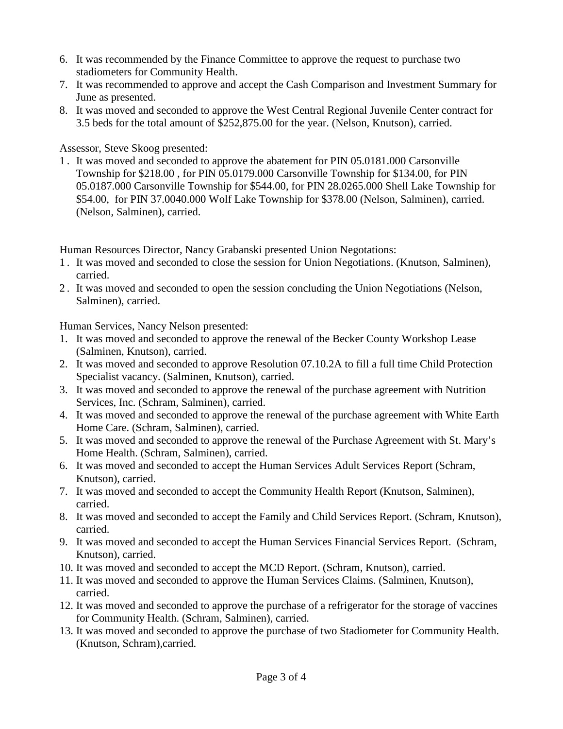6. It was recommended by the Finance Committee to approve the request to purchase two stadiometers for Community Health.
7. It was recommended to approve and accept the Cash Comparison and Investment Summary for June as presented.
8. It was moved and seconded to approve the West Central Regional Juvenile Center contract for 3.5 beds for the total amount of $252,875.00 for the year. (Nelson, Knutson), carried.

Assessor, Steve Skoog presented:

1. It was moved and seconded to approve the abatement for PIN 05.0181.000 Carsonville Township for $218.00 , for PIN 05.0179.000 Carsonville Township for $134.00, for PIN 05.0187.000 Carsonville Township for $544.00, for PIN 28.0265.000 Shell Lake Township for $54.00, for PIN 37.0040.000 Wolf Lake Township for $378.00 (Nelson, Salminen), carried. (Nelson, Salminen), carried.

Human Resources Director, Nancy Grabanski presented Union Negotations:

1. It was moved and seconded to close the session for Union Negotiations. (Knutson, Salminen), carried.
2. It was moved and seconded to open the session concluding the Union Negotiations (Nelson, Salminen), carried.

Human Services, Nancy Nelson presented:

1. It was moved and seconded to approve the renewal of the Becker County Workshop Lease (Salminen, Knutson), carried.
2. It was moved and seconded to approve Resolution 07.10.2A to fill a full time Child Protection Specialist vacancy. (Salminen, Knutson), carried.
3. It was moved and seconded to approve the renewal of the purchase agreement with Nutrition Services, Inc. (Schram, Salminen), carried.
4. It was moved and seconded to approve the renewal of the purchase agreement with White Earth Home Care. (Schram, Salminen), carried.
5. It was moved and seconded to approve the renewal of the Purchase Agreement with St. Mary's Home Health. (Schram, Salminen), carried.
6. It was moved and seconded to accept the Human Services Adult Services Report (Schram, Knutson), carried.
7. It was moved and seconded to accept the Community Health Report (Knutson, Salminen), carried.
8. It was moved and seconded to accept the Family and Child Services Report. (Schram, Knutson), carried.
9. It was moved and seconded to accept the Human Services Financial Services Report. (Schram, Knutson), carried.
10. It was moved and seconded to accept the MCD Report. (Schram, Knutson), carried.
11. It was moved and seconded to approve the Human Services Claims. (Salminen, Knutson), carried.
12. It was moved and seconded to approve the purchase of a refrigerator for the storage of vaccines for Community Health. (Schram, Salminen), carried.
13. It was moved and seconded to approve the purchase of two Stadiometer for Community Health. (Knutson, Schram),carried.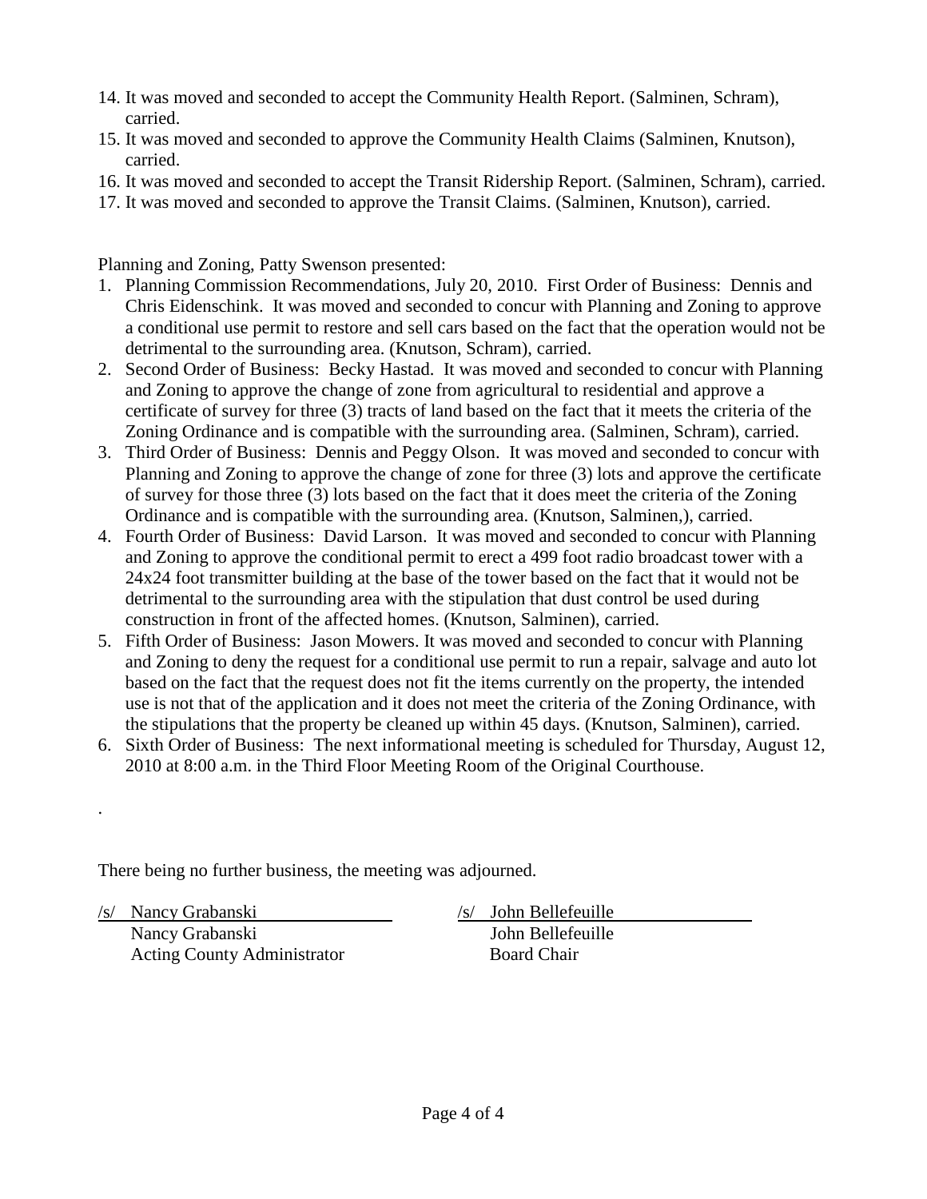14. It was moved and seconded to accept the Community Health Report. (Salminen, Schram), carried.
15. It was moved and seconded to approve the Community Health Claims (Salminen, Knutson), carried.
16. It was moved and seconded to accept the Transit Ridership Report. (Salminen, Schram), carried.
17. It was moved and seconded to approve the Transit Claims. (Salminen, Knutson), carried.

Planning and Zoning, Patty Swenson presented:

1. Planning Commission Recommendations, July 20, 2010. First Order of Business: Dennis and Chris Eidenschink. It was moved and seconded to concur with Planning and Zoning to approve a conditional use permit to restore and sell cars based on the fact that the operation would not be detrimental to the surrounding area. (Knutson, Schram), carried.
2. Second Order of Business: Becky Hastad. It was moved and seconded to concur with Planning and Zoning to approve the change of zone from agricultural to residential and approve a certificate of survey for three (3) tracts of land based on the fact that it meets the criteria of the Zoning Ordinance and is compatible with the surrounding area. (Salminen, Schram), carried.
3. Third Order of Business: Dennis and Peggy Olson. It was moved and seconded to concur with Planning and Zoning to approve the change of zone for three (3) lots and approve the certificate of survey for those three (3) lots based on the fact that it does meet the criteria of the Zoning Ordinance and is compatible with the surrounding area. (Knutson, Salminen,), carried.
4. Fourth Order of Business: David Larson. It was moved and seconded to concur with Planning and Zoning to approve the conditional permit to erect a 499 foot radio broadcast tower with a 24x24 foot transmitter building at the base of the tower based on the fact that it would not be detrimental to the surrounding area with the stipulation that dust control be used during construction in front of the affected homes. (Knutson, Salminen), carried.
5. Fifth Order of Business: Jason Mowers. It was moved and seconded to concur with Planning and Zoning to deny the request for a conditional use permit to run a repair, salvage and auto lot based on the fact that the request does not fit the items currently on the property, the intended use is not that of the application and it does not meet the criteria of the Zoning Ordinance, with the stipulations that the property be cleaned up within 45 days. (Knutson, Salminen), carried.
6. Sixth Order of Business: The next informational meeting is scheduled for Thursday, August 12, 2010 at 8:00 a.m. in the Third Floor Meeting Room of the Original Courthouse.

.

There being no further business, the meeting was adjourned.

/s/ Nancy Grabanski
Nancy Grabanski
Acting County Administrator

/s/ John Bellefeuille
John Bellefeuille
Board Chair